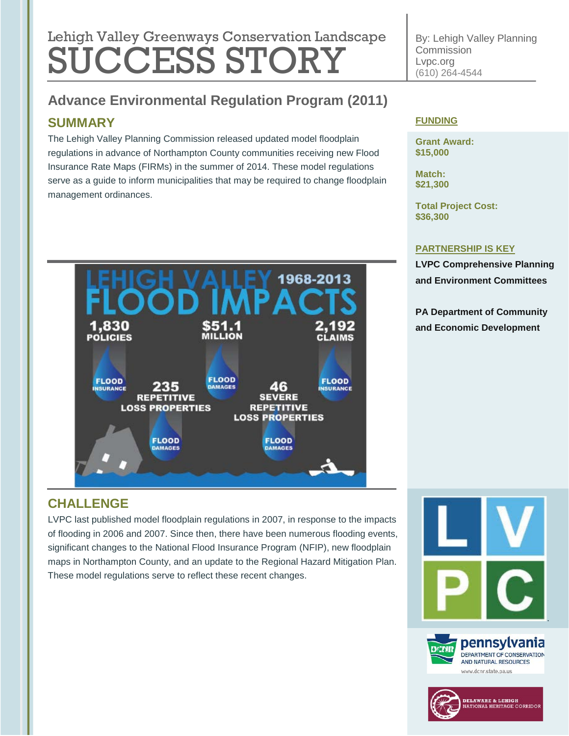Lehigh Valley Greenways Conservation Landscape

# SUCCESS STORY

By: Lehigh Valley Planning Commission
Lvpc.org
(610) 264-4544

## Advance Environmental Regulation Program (2011)

### SUMMARY

The Lehigh Valley Planning Commission released updated model floodplain regulations in advance of Northampton County communities receiving new Flood Insurance Rate Maps (FIRMs) in the summer of 2014. These model regulations serve as a guide to inform municipalities that may be required to change floodplain management ordinances.

LEHIGH VALLEY FLOOD IMPACTS 1968-2013

1,830 POLICIES
FLOOD INSURANCE

$51.1 MILLION
FLOOD DAMAGES

2,192 CLAIMS
FLOOD INSURANCE

235 REPETITIVE LOSS PROPERTIES
FLOOD DAMAGES

46 SEVERE REPETITIVE LOSS PROPERTIES
FLOOD DAMAGES

### CHALLENGE

LVPC last published model floodplain regulations in 2007, in response to the impacts of flooding in 2006 and 2007. Since then, there have been numerous flooding events, significant changes to the National Flood Insurance Program (NFIP), new floodplain maps in Northampton County, and an update to the Regional Hazard Mitigation Plan. These model regulations serve to reflect these recent changes.

### FUNDING

**Grant Award:**
**$15,000**

**Match:**
**$21,300**

**Total Project Cost:**
**$36,300**

### PARTNERSHIP IS KEY

**LVPC Comprehensive Planning and Environment Committees**

**PA Department of Community and Economic Development**

LVPC

pennsylvania DEPARTMENT OF CONSERVATION AND NATURAL RESOURCES www.dcnr.state.pa.us

DELAWARE & LEHIGH NATIONAL HERITAGE CORRIDOR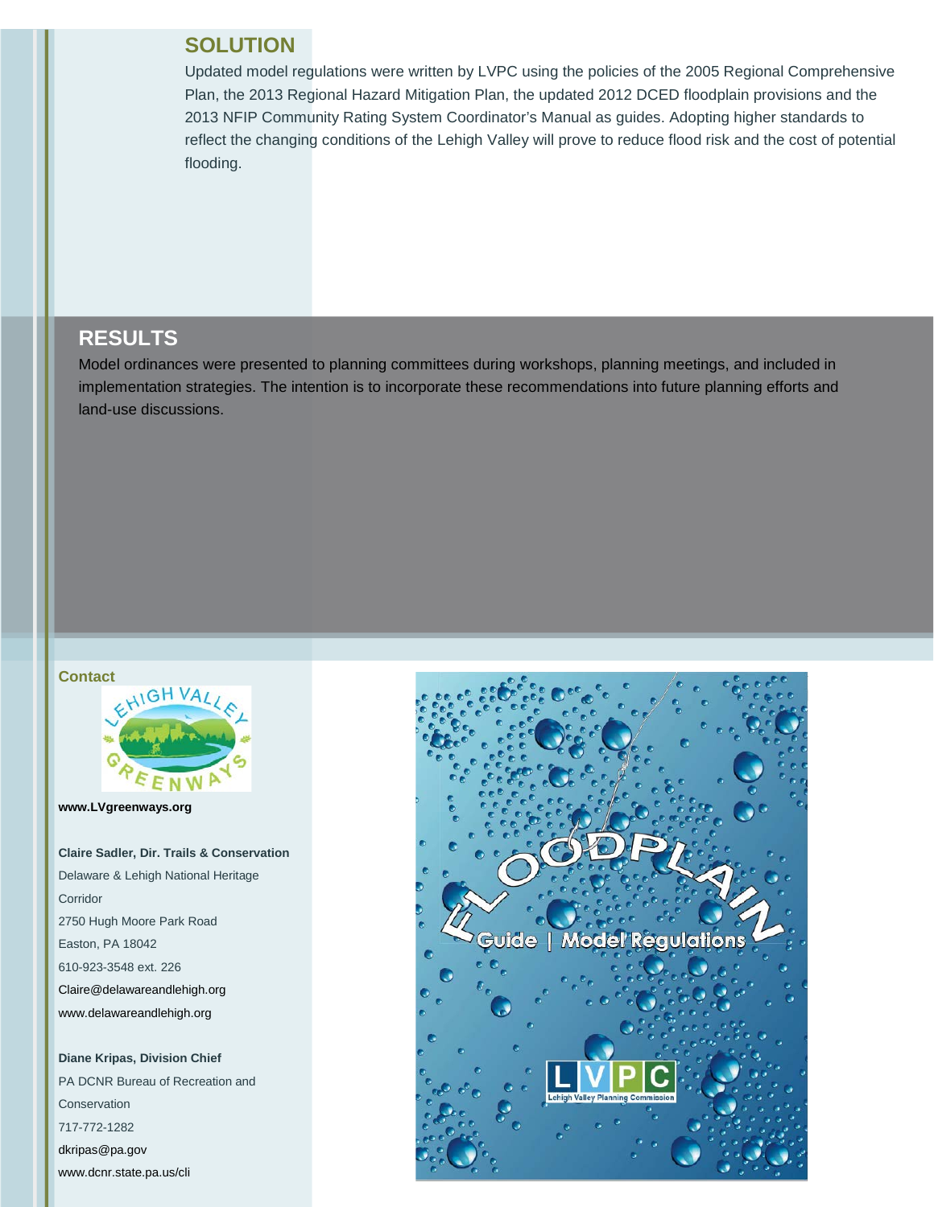## SOLUTION

Updated model regulations were written by LVPC using the policies of the 2005 Regional Comprehensive Plan, the 2013 Regional Hazard Mitigation Plan, the updated 2012 DCED floodplain provisions and the 2013 NFIP Community Rating System Coordinator's Manual as guides. Adopting higher standards to reflect the changing conditions of the Lehigh Valley will prove to reduce flood risk and the cost of potential flooding.

## RESULTS

Model ordinances were presented to planning committees during workshops, planning meetings, and included in implementation strategies. The intention is to incorporate these recommendations into future planning efforts and land-use discussions.

### Contact

**www.LVgreenways.org**

**Claire Sadler, Dir. Trails & Conservation**
Delaware & Lehigh National Heritage Corridor
2750 Hugh Moore Park Road
Easton, PA 18042
610-923-3548 ext. 226
Claire@delawareandlehigh.org
www.delawareandlehigh.org

**Diane Kripas, Division Chief**
PA DCNR Bureau of Recreation and Conservation
717-772-1282
dkripas@pa.gov
www.dcnr.state.pa.us/cli